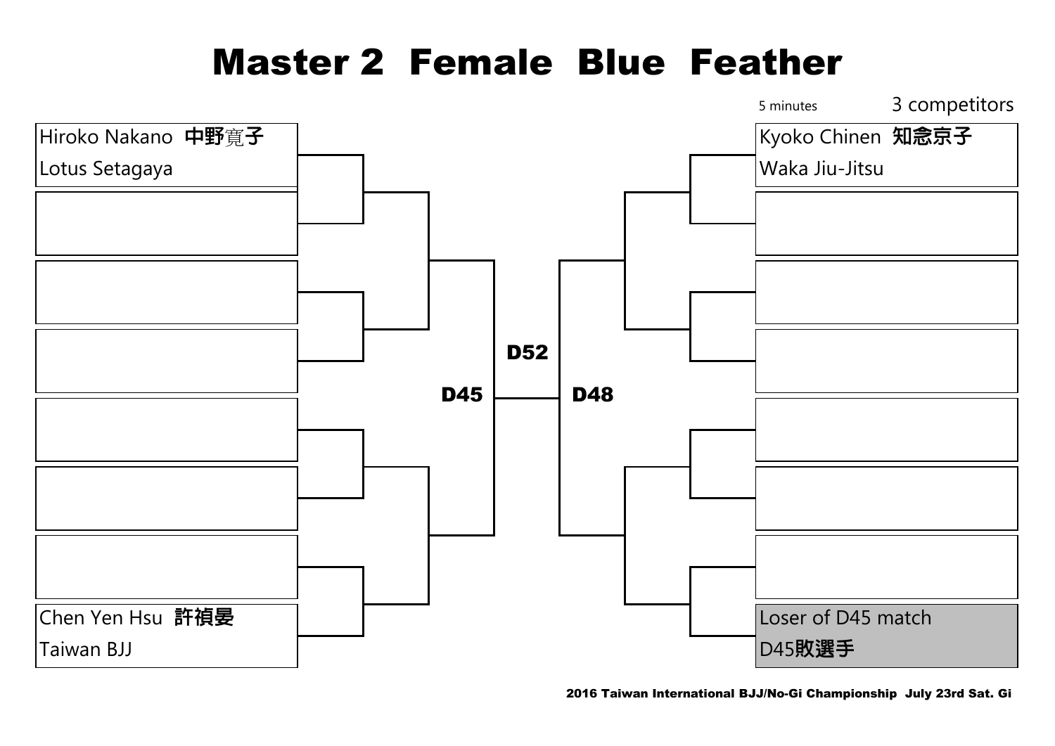# Master 2 Female Blue Feather

5 minutes

3 competitors

Hiroko Nakano 中野寛子
Lotus Setagaya

Chen Yen Hsu 許禎晏
Taiwan BJJ

D45

D52

D48

Kyoko Chinen 知念京子
Waka Jiu-Jitsu

Loser of D45 match
D45敗選手

2016 Taiwan International BJJ/No-Gi Championship July 23rd Sat. Gi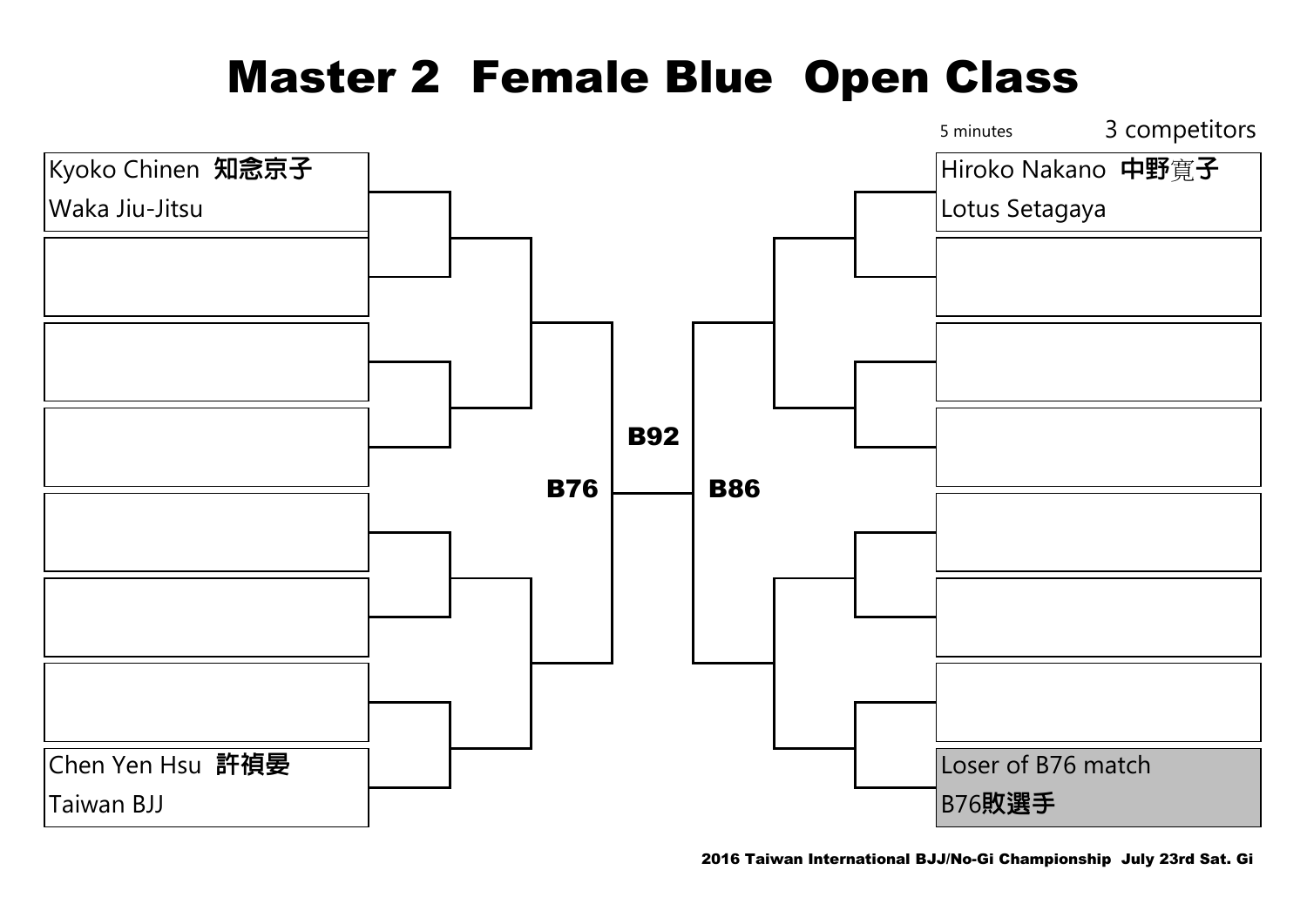# Master 2  Female Blue  Open Class

5 minutes

3 competitors

Kyoko Chinen  **知念京子**
Waka Jiu-Jitsu

Chen Yen Hsu  **許禎晏**
Taiwan BJJ

**B76**

**B92**

**B86**

Hiroko Nakano  **中野寛子**
Lotus Setagaya

Loser of B76 match
B76**敗選手**

2016 Taiwan International BJJ/No-Gi Championship  July 23rd Sat. Gi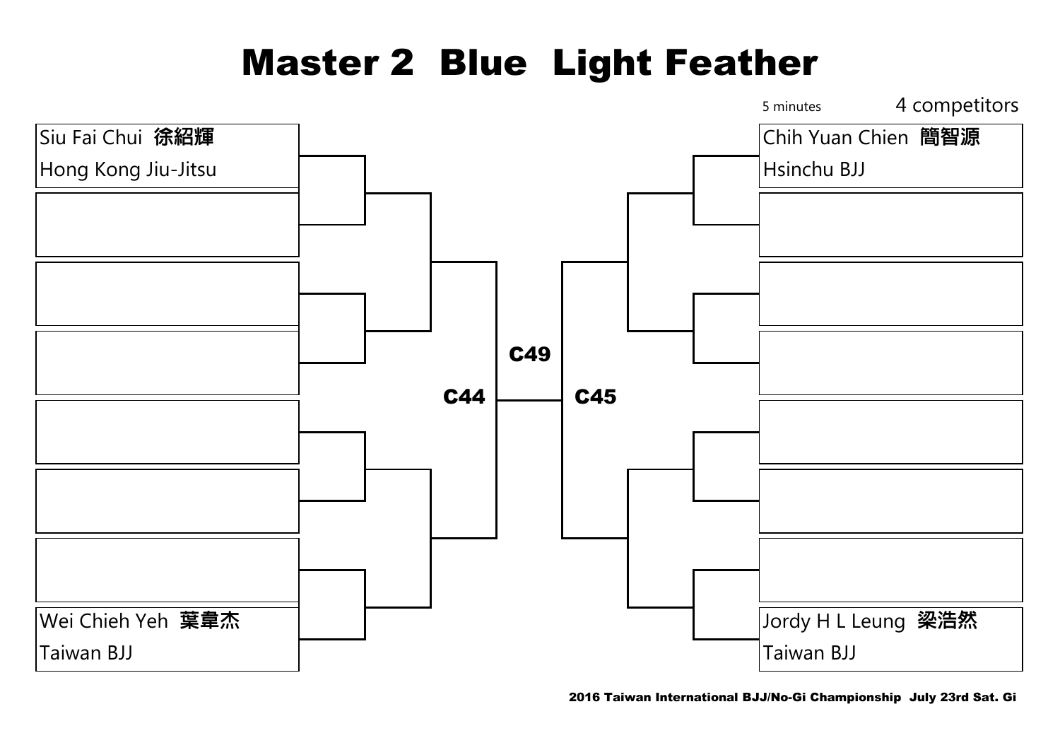# Master 2 Blue Light Feather

5 minutes

4 competitors

Siu Fai Chui 徐紹輝
Hong Kong Jiu-Jitsu

Wei Chieh Yeh 葉韋杰
Taiwan BJJ

C44

C49

C45

Chih Yuan Chien 簡智源
Hsinchu BJJ

Jordy H L Leung 梁浩然
Taiwan BJJ

2016 Taiwan International BJJ/No-Gi Championship July 23rd Sat. Gi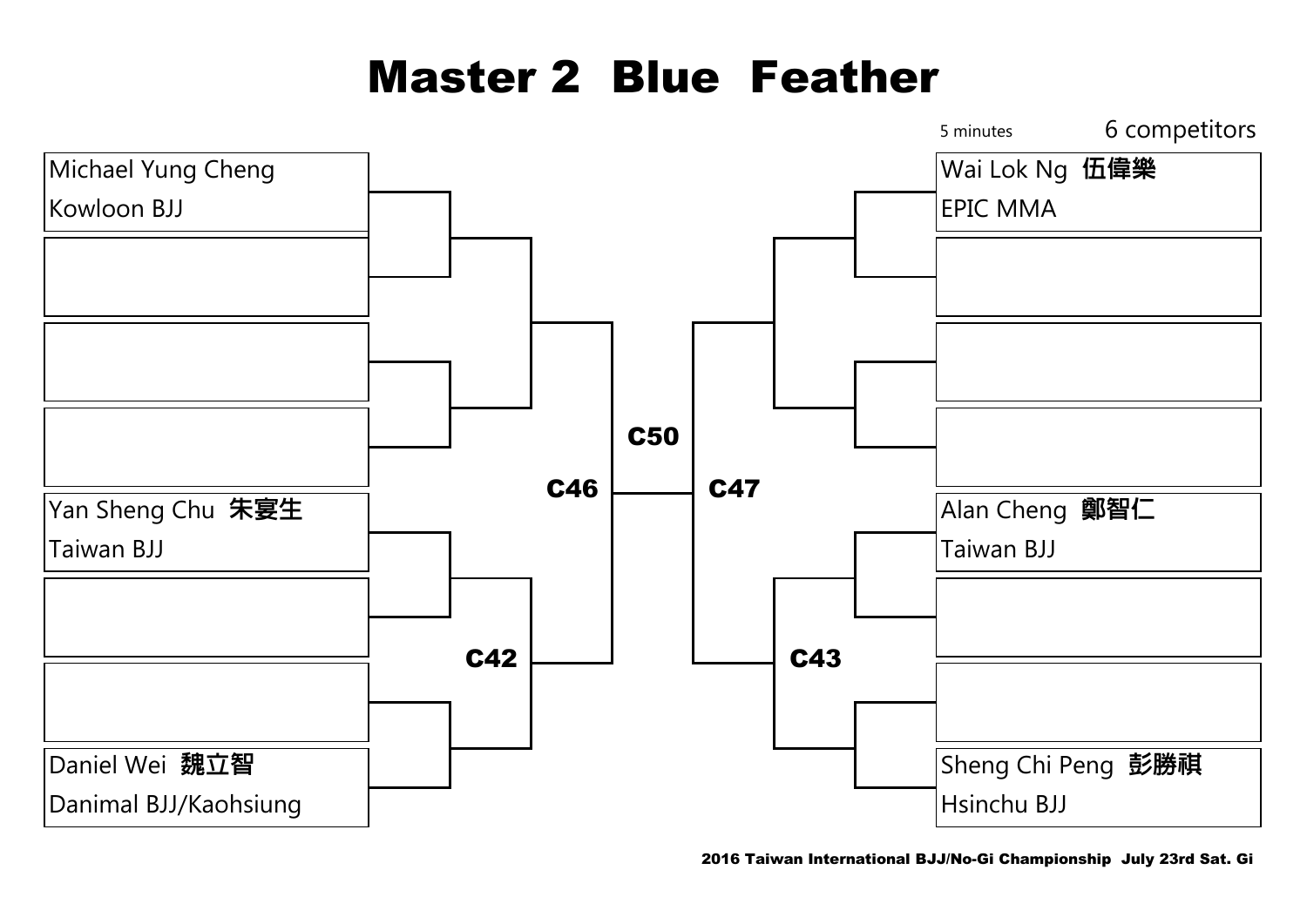# Master 2 Blue Feather

5 minutes

6 competitors

Michael Yung Cheng
Kowloon BJJ

Yan Sheng Chu 朱宴生
Taiwan BJJ

Daniel Wei 魏立智
Danimal BJJ/Kaohsiung

Wai Lok Ng 伍偉樂
EPIC MMA

Alan Cheng 鄭智仁
Taiwan BJJ

Sheng Chi Peng 彭勝祺
Hsinchu BJJ

C42

C43

C46

C47

C50

2016 Taiwan International BJJ/No-Gi Championship July 23rd Sat. Gi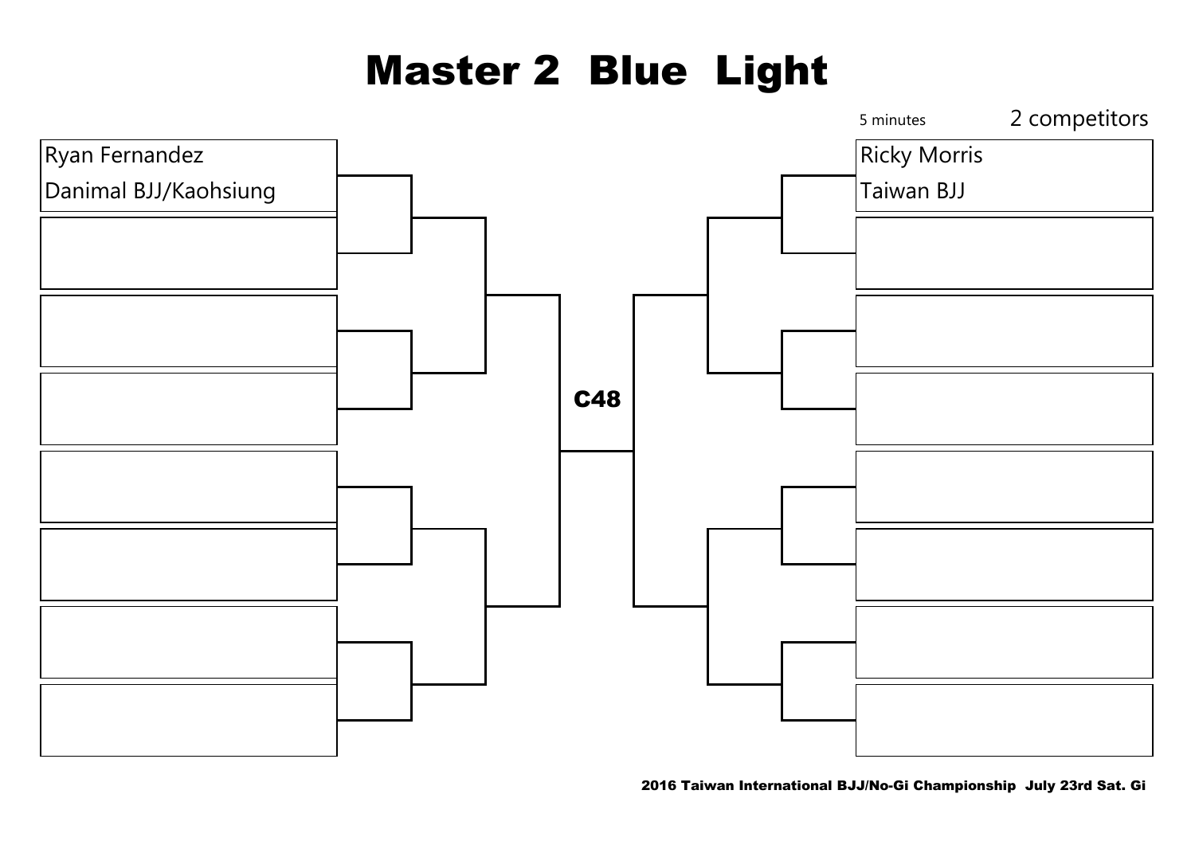# Master 2 Blue Light

5 minutes

2 competitors

Ryan Fernandez
Danimal BJJ/Kaohsiung

C48

Ricky Morris
Taiwan BJJ

2016 Taiwan International BJJ/No-Gi Championship July 23rd Sat. Gi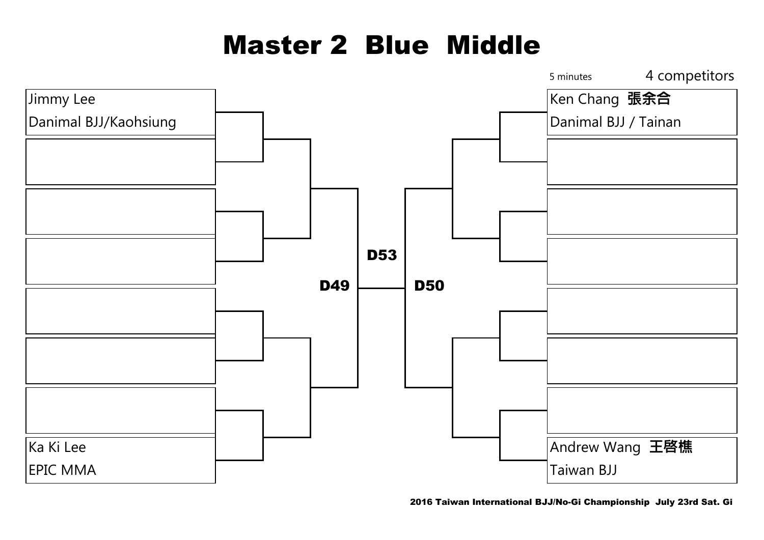# Master 2 Blue Middle

5 minutes

4 competitors

Jimmy Lee
Danimal BJJ/Kaohsiung

Ka Ki Lee
EPIC MMA

Ken Chang 張余合
Danimal BJJ / Tainan

Andrew Wang 王啓樵
Taiwan BJJ

D49

D53

D50

2016 Taiwan International BJJ/No-Gi Championship July 23rd Sat. Gi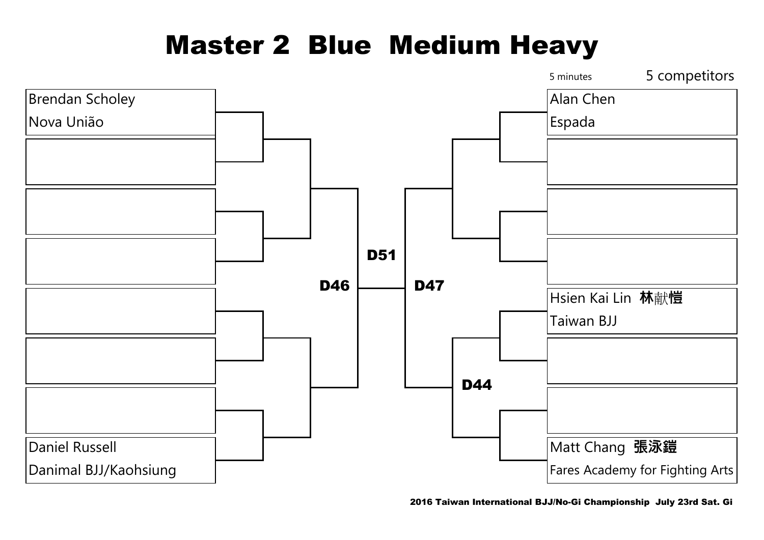# Master 2 Blue Medium Heavy

5 minutes

5 competitors

Brendan Scholey
Nova União

Daniel Russell
Danimal BJJ/Kaohsiung

Alan Chen
Espada

Hsien Kai Lin 林獻愷
Taiwan BJJ

Matt Chang 張泳鎧
Fares Academy for Fighting Arts

D51

D46

D47

D44

2016 Taiwan International BJJ/No-Gi Championship July 23rd Sat. Gi